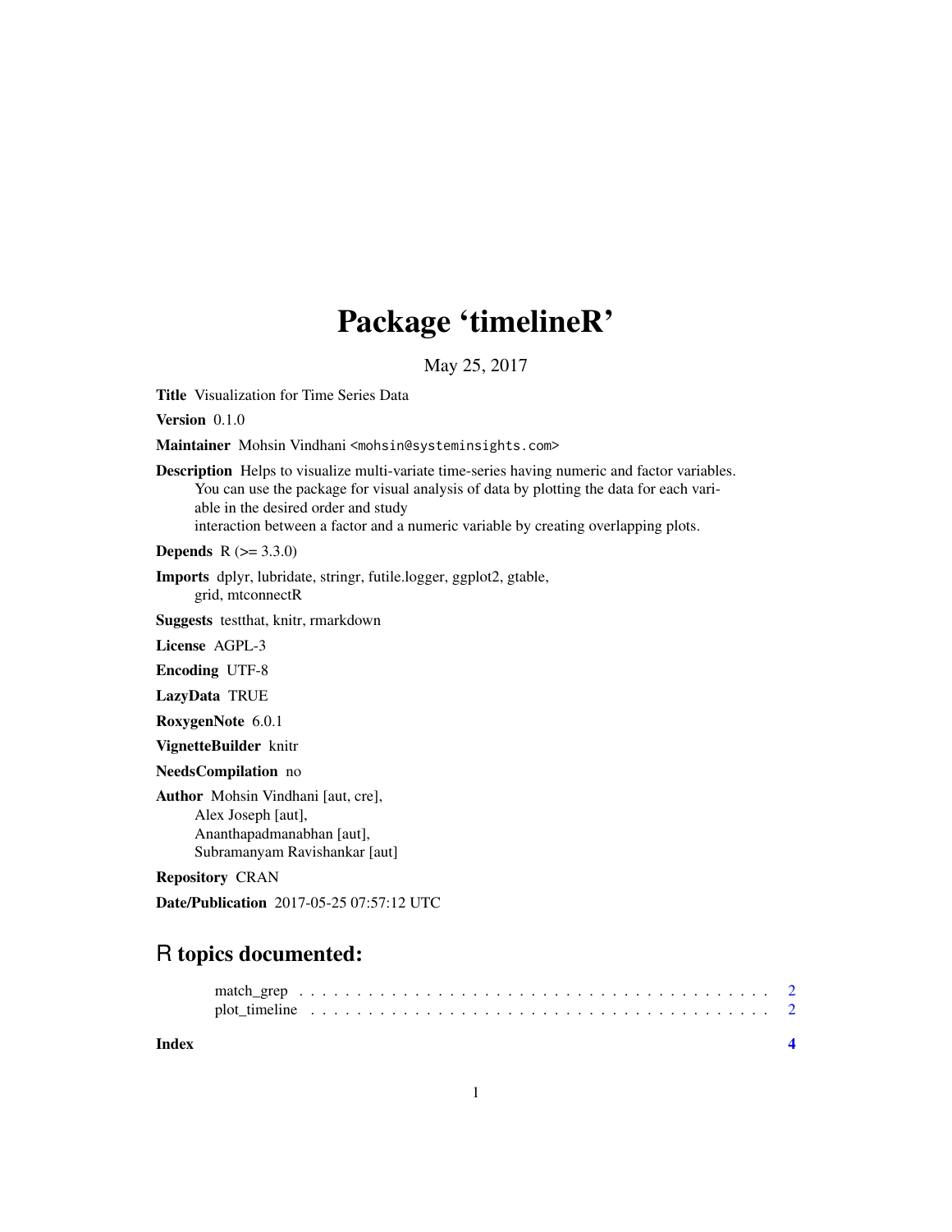# Package 'timelineR'

May 25, 2017

**Title** Visualization for Time Series Data

**Version** 0.1.0

**Maintainer** Mohsin Vindhani <mohsin@systeminsights.com>

**Description** Helps to visualize multi-variate time-series having numeric and factor variables. You can use the package for visual analysis of data by plotting the data for each variable in the desired order and study interaction between a factor and a numeric variable by creating overlapping plots.

**Depends** R (>= 3.3.0)

**Imports** dplyr, lubridate, stringr, futile.logger, ggplot2, gtable, grid, mtconnectR

**Suggests** testthat, knitr, rmarkdown

**License** AGPL-3

**Encoding** UTF-8

**LazyData** TRUE

**RoxygenNote** 6.0.1

**VignetteBuilder** knitr

**NeedsCompilation** no

**Author** Mohsin Vindhani [aut, cre],
Alex Joseph [aut],
Ananthapadmanabhan [aut],
Subramanyam Ravishankar [aut]

**Repository** CRAN

**Date/Publication** 2017-05-25 07:57:12 UTC

## R topics documented:

match_grep . . . . . . . . . . . . . . . . . . . . . . . . . . . . . . . . . . . . . . . . 2
plot_timeline . . . . . . . . . . . . . . . . . . . . . . . . . . . . . . . . . . . . . . . 2

**Index** **4**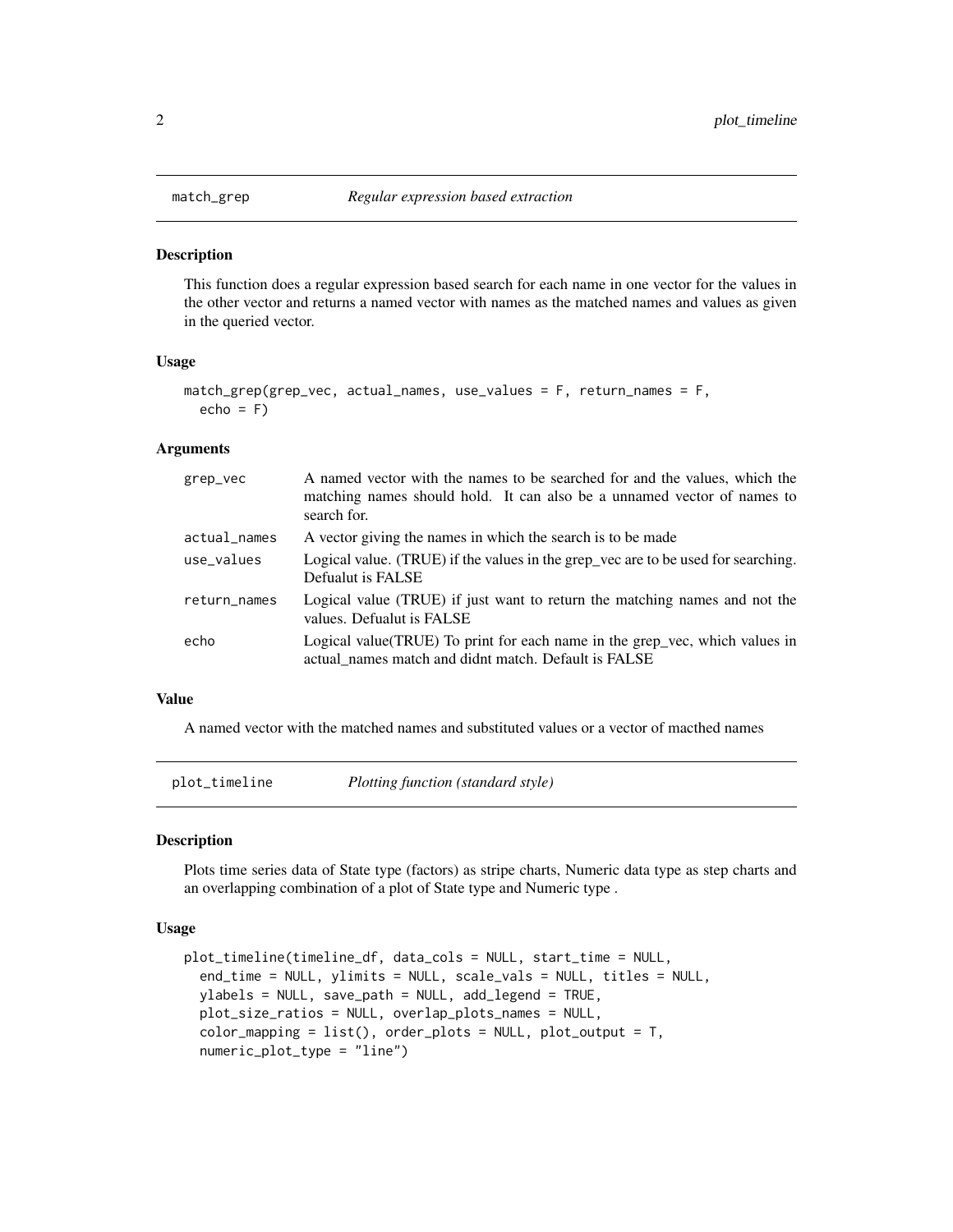## match_grep — *Regular expression based extraction*

### Description

This function does a regular expression based search for each name in one vector for the values in the other vector and returns a named vector with names as the matched names and values as given in the queried vector.

### Usage

```
match_grep(grep_vec, actual_names, use_values = F, return_names = F,
  echo = F)
```

### Arguments

| | |
|---|---|
| grep_vec | A named vector with the names to be searched for and the values, which the matching names should hold. It can also be a unnamed vector of names to search for. |
| actual_names | A vector giving the names in which the search is to be made |
| use_values | Logical value. (TRUE) if the values in the grep_vec are to be used for searching. Defualut is FALSE |
| return_names | Logical value (TRUE) if just want to return the matching names and not the values. Defualut is FALSE |
| echo | Logical value(TRUE) To print for each name in the grep_vec, which values in actual_names match and didnt match. Default is FALSE |

### Value

A named vector with the matched names and substituted values or a vector of macthed names

## plot_timeline — *Plotting function (standard style)*

### Description

Plots time series data of State type (factors) as stripe charts, Numeric data type as step charts and an overlapping combination of a plot of State type and Numeric type .

### Usage

```
plot_timeline(timeline_df, data_cols = NULL, start_time = NULL,
  end_time = NULL, ylimits = NULL, scale_vals = NULL, titles = NULL,
  ylabels = NULL, save_path = NULL, add_legend = TRUE,
  plot_size_ratios = NULL, overlap_plots_names = NULL,
  color_mapping = list(), order_plots = NULL, plot_output = T,
  numeric_plot_type = "line")
```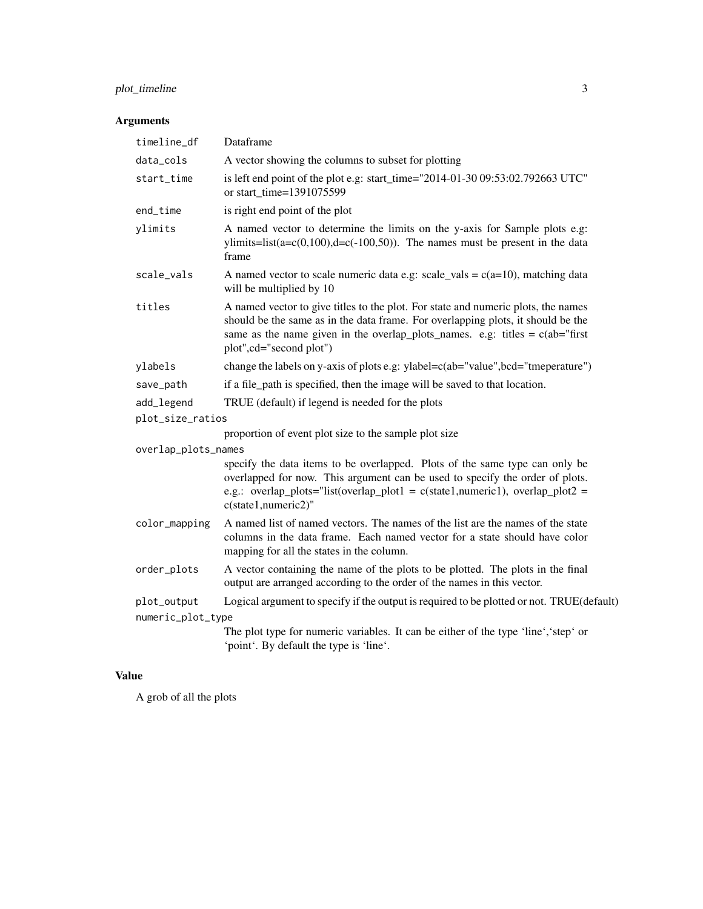## Arguments

| | |
|---|---|
| `timeline_df` | Dataframe |
| `data_cols` | A vector showing the columns to subset for plotting |
| `start_time` | is left end point of the plot e.g: start_time="2014-01-30 09:53:02.792663 UTC" or start_time=1391075599 |
| `end_time` | is right end point of the plot |
| `ylimits` | A named vector to determine the limits on the y-axis for Sample plots e.g: ylimits=list(a=c(0,100),d=c(-100,50)). The names must be present in the data frame |
| `scale_vals` | A named vector to scale numeric data e.g: scale_vals = c(a=10), matching data will be multiplied by 10 |
| `titles` | A named vector to give titles to the plot. For state and numeric plots, the names should be the same as in the data frame. For overlapping plots, it should be the same as the name given in the overlap_plots_names. e.g: titles = c(ab="first plot",cd="second plot") |
| `ylabels` | change the labels on y-axis of plots e.g: ylabel=c(ab="value",bcd="tmeperature") |
| `save_path` | if a file_path is specified, then the image will be saved to that location. |
| `add_legend` | TRUE (default) if legend is needed for the plots |
| `plot_size_ratios` | proportion of event plot size to the sample plot size |
| `overlap_plots_names` | specify the data items to be overlapped. Plots of the same type can only be overlapped for now. This argument can be used to specify the order of plots. e.g.: overlap_plots="list(overlap_plot1 = c(state1,numeric1), overlap_plot2 = c(state1,numeric2)" |
| `color_mapping` | A named list of named vectors. The names of the list are the names of the state columns in the data frame. Each named vector for a state should have color mapping for all the states in the column. |
| `order_plots` | A vector containing the name of the plots to be plotted. The plots in the final output are arranged according to the order of the names in this vector. |
| `plot_output` | Logical argument to specify if the output is required to be plotted or not. TRUE(default) |
| `numeric_plot_type` | The plot type for numeric variables. It can be either of the type 'line','step' or 'point'. By default the type is 'line'. |

## Value

A grob of all the plots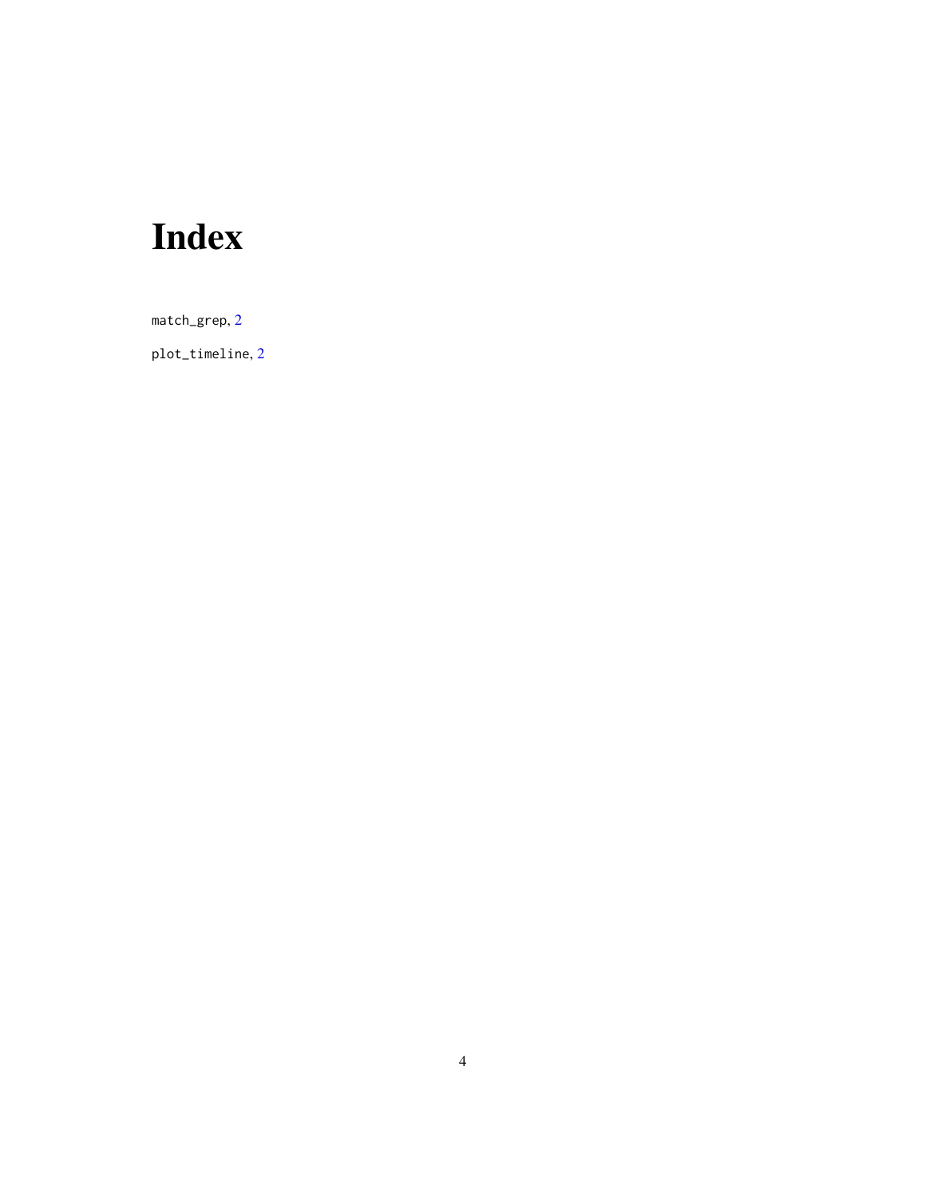# Index

match_grep, 2

plot_timeline, 2